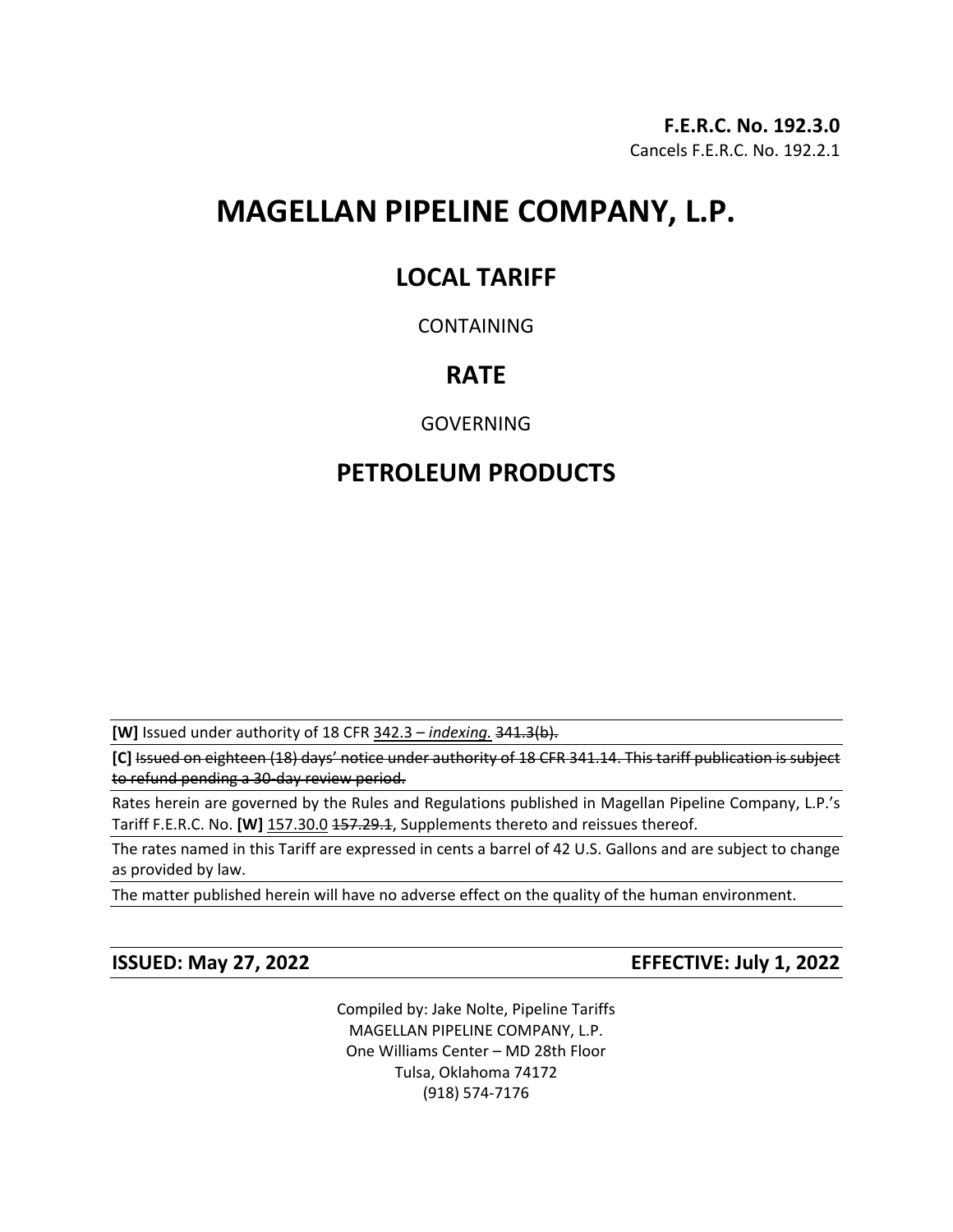**F.E.R.C. No. 192.3.0**

Cancels F.E.R.C. No. 192.2.1

# MAGELLAN PIPELINE COMPANY, L.P.

## LOCAL TARIFF

CONTAINING

## RATE

GOVERNING

## PETROLEUM PRODUCTS

**[W]** Issued under authority of 18 CFR 342.3 – *indexing.* ~~341.3(b).~~

**[C]** ~~Issued on eighteen (18) days' notice under authority of 18 CFR 341.14. This tariff publication is subject to refund pending a 30-day review period.~~

Rates herein are governed by the Rules and Regulations published in Magellan Pipeline Company, L.P.'s Tariff F.E.R.C. No. **[W]** 157.30.0 ~~157.29.1~~, Supplements thereto and reissues thereof.

The rates named in this Tariff are expressed in cents a barrel of 42 U.S. Gallons and are subject to change as provided by law.

The matter published herein will have no adverse effect on the quality of the human environment.

**ISSUED: May 27, 2022** **EFFECTIVE: July 1, 2022**

Compiled by: Jake Nolte, Pipeline Tariffs
MAGELLAN PIPELINE COMPANY, L.P.
One Williams Center – MD 28th Floor
Tulsa, Oklahoma 74172
(918) 574-7176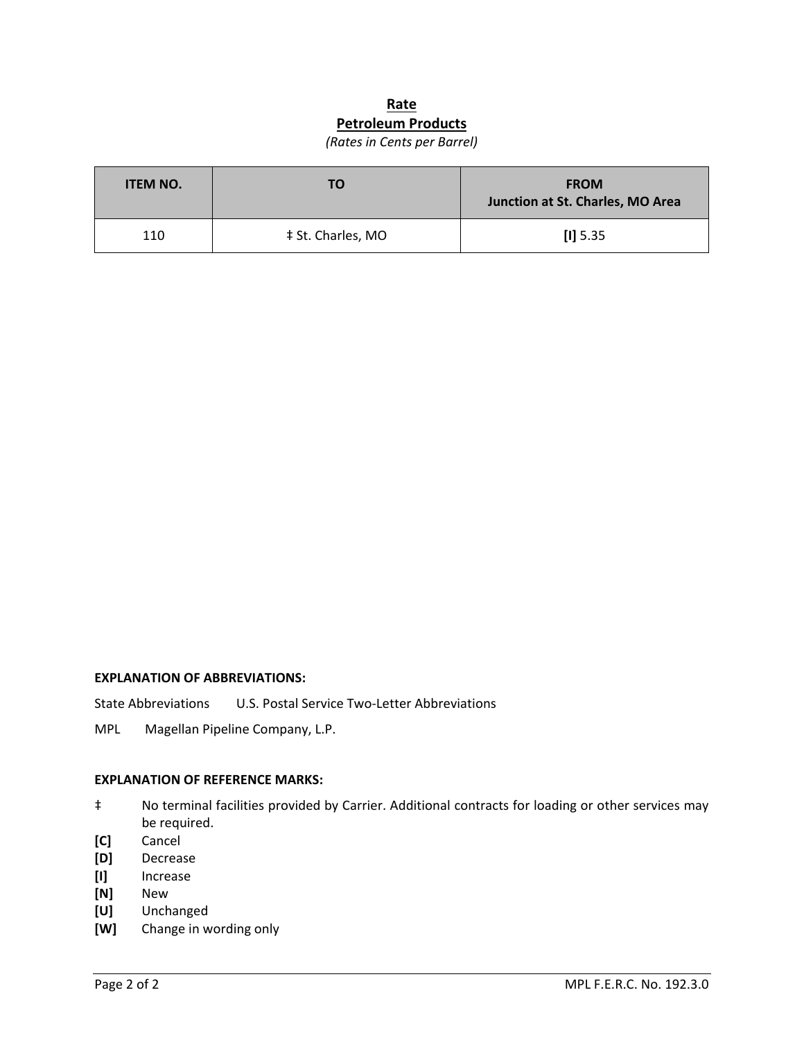# Rate
## Petroleum Products
*(Rates in Cents per Barrel)*

| ITEM NO. | TO | FROM Junction at St. Charles, MO Area |
|---|---|---|
| 110 | ‡ St. Charles, MO | **[I]** 5.35 |

**EXPLANATION OF ABBREVIATIONS:**

State Abbreviations U.S. Postal Service Two-Letter Abbreviations

MPL Magellan Pipeline Company, L.P.

**EXPLANATION OF REFERENCE MARKS:**

‡ No terminal facilities provided by Carrier. Additional contracts for loading or other services may be required.

**[C]** Cancel

**[D]** Decrease

**[I]** Increase

**[N]** New

**[U]** Unchanged

**[W]** Change in wording only

MPL F.E.R.C. No. 192.3.0